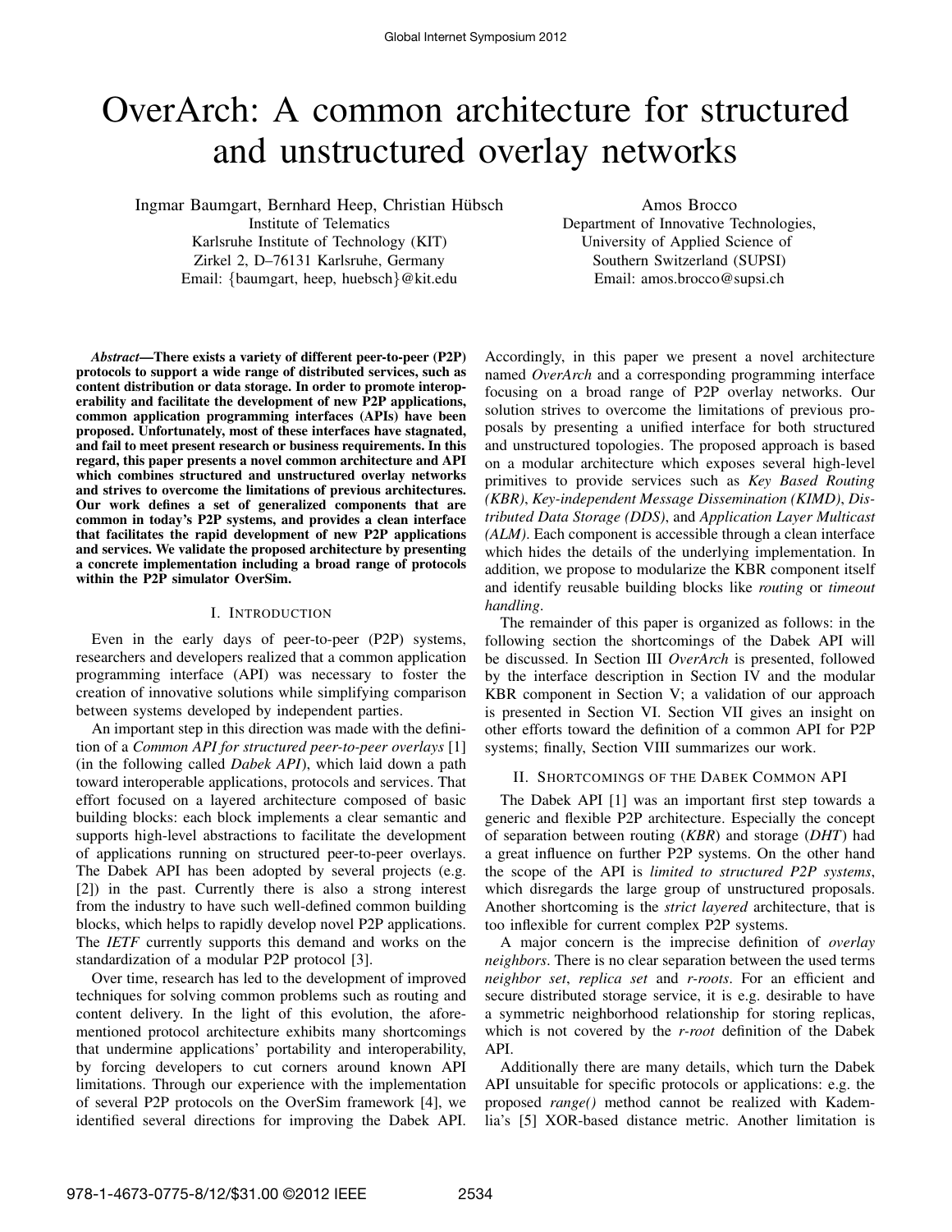# OverArch: A common architecture for structured and unstructured overlay networks

Ingmar Baumgart, Bernhard Heep, Christian Hübsch
Institute of Telematics
Karlsruhe Institute of Technology (KIT)
Zirkel 2, D–76131 Karlsruhe, Germany
Email: {baumgart, heep, huebsch}@kit.edu

Amos Brocco
Department of Innovative Technologies,
University of Applied Science of
Southern Switzerland (SUPSI)
Email: amos.brocco@supsi.ch

***Abstract*—There exists a variety of different peer-to-peer (P2P) protocols to support a wide range of distributed services, such as content distribution or data storage. In order to promote interoperability and facilitate the development of new P2P applications, common application programming interfaces (APIs) have been proposed. Unfortunately, most of these interfaces have stagnated, and fail to meet present research or business requirements. In this regard, this paper presents a novel common architecture and API which combines structured and unstructured overlay networks and strives to overcome the limitations of previous architectures. Our work defines a set of generalized components that are common in today's P2P systems, and provides a clean interface that facilitates the rapid development of new P2P applications and services. We validate the proposed architecture by presenting a concrete implementation including a broad range of protocols within the P2P simulator OverSim.**

## I. Introduction

Even in the early days of peer-to-peer (P2P) systems, researchers and developers realized that a common application programming interface (API) was necessary to foster the creation of innovative solutions while simplifying comparison between systems developed by independent parties.

An important step in this direction was made with the definition of a *Common API for structured peer-to-peer overlays* [1] (in the following called *Dabek API*), which laid down a path toward interoperable applications, protocols and services. That effort focused on a layered architecture composed of basic building blocks: each block implements a clear semantic and supports high-level abstractions to facilitate the development of applications running on structured peer-to-peer overlays. The Dabek API has been adopted by several projects (e.g. [2]) in the past. Currently there is also a strong interest from the industry to have such well-defined common building blocks, which helps to rapidly develop novel P2P applications. The *IETF* currently supports this demand and works on the standardization of a modular P2P protocol [3].

Over time, research has led to the development of improved techniques for solving common problems such as routing and content delivery. In the light of this evolution, the aforementioned protocol architecture exhibits many shortcomings that undermine applications' portability and interoperability, by forcing developers to cut corners around known API limitations. Through our experience with the implementation of several P2P protocols on the OverSim framework [4], we identified several directions for improving the Dabek API. Accordingly, in this paper we present a novel architecture named *OverArch* and a corresponding programming interface focusing on a broad range of P2P overlay networks. Our solution strives to overcome the limitations of previous proposals by presenting a unified interface for both structured and unstructured topologies. The proposed approach is based on a modular architecture which exposes several high-level primitives to provide services such as *Key Based Routing (KBR)*, *Key-independent Message Dissemination (KIMD)*, *Distributed Data Storage (DDS)*, and *Application Layer Multicast (ALM)*. Each component is accessible through a clean interface which hides the details of the underlying implementation. In addition, we propose to modularize the KBR component itself and identify reusable building blocks like *routing* or *timeout handling*.

The remainder of this paper is organized as follows: in the following section the shortcomings of the Dabek API will be discussed. In Section III *OverArch* is presented, followed by the interface description in Section IV and the modular KBR component in Section V; a validation of our approach is presented in Section VI. Section VII gives an insight on other efforts toward the definition of a common API for P2P systems; finally, Section VIII summarizes our work.

## II. Shortcomings of the Dabek Common API

The Dabek API [1] was an important first step towards a generic and flexible P2P architecture. Especially the concept of separation between routing (*KBR*) and storage (*DHT*) had a great influence on further P2P systems. On the other hand the scope of the API is *limited to structured P2P systems*, which disregards the large group of unstructured proposals. Another shortcoming is the *strict layered* architecture, that is too inflexible for current complex P2P systems.

A major concern is the imprecise definition of *overlay neighbors*. There is no clear separation between the used terms *neighbor set*, *replica set* and *r-roots*. For an efficient and secure distributed storage service, it is e.g. desirable to have a symmetric neighborhood relationship for storing replicas, which is not covered by the *r-root* definition of the Dabek API.

Additionally there are many details, which turn the Dabek API unsuitable for specific protocols or applications: e.g. the proposed *range()* method cannot be realized with Kademlia's [5] XOR-based distance metric. Another limitation is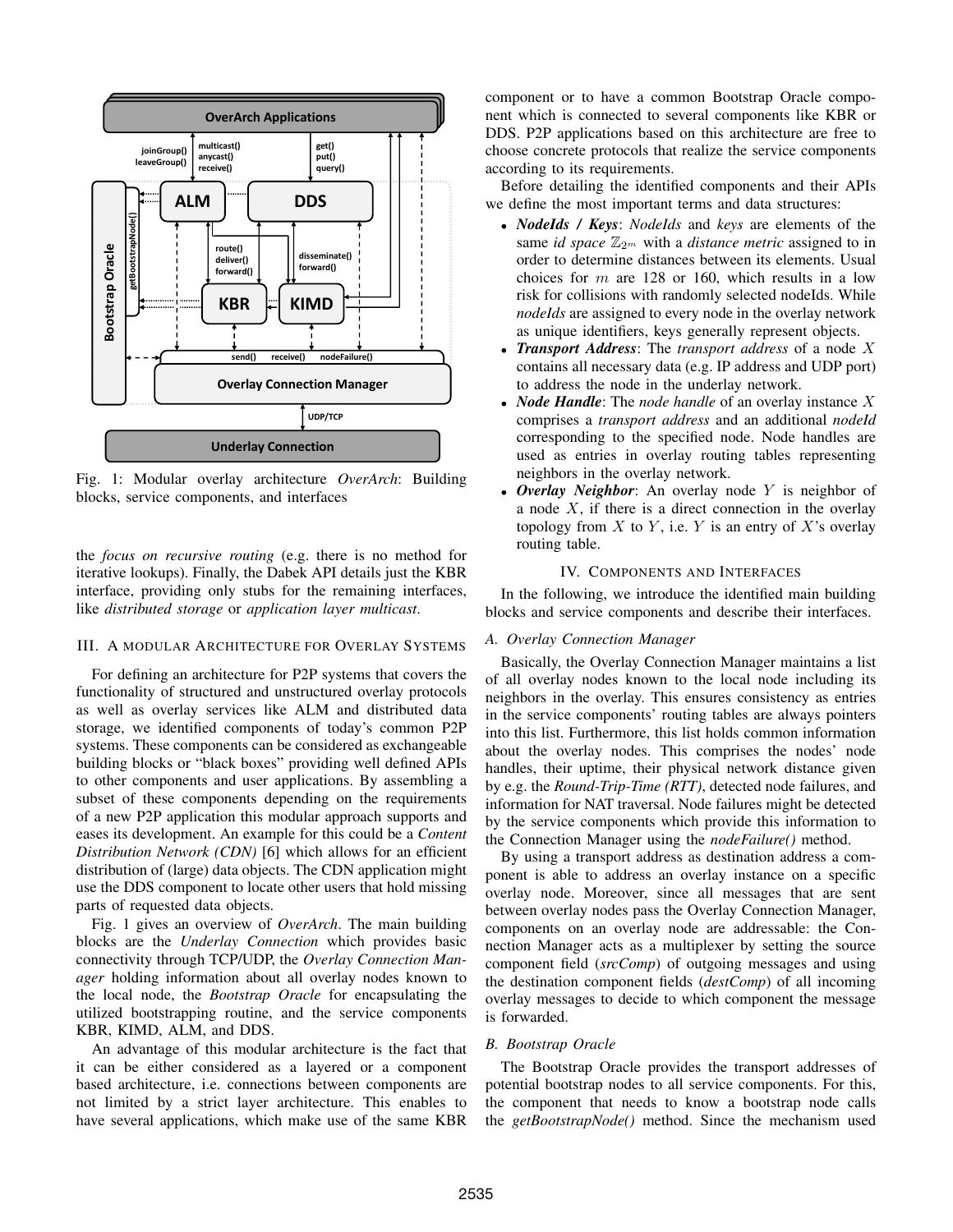Fig. 1: Modular overlay architecture *OverArch*: Building blocks, service components, and interfaces

the *focus on recursive routing* (e.g. there is no method for iterative lookups). Finally, the Dabek API details just the KBR interface, providing only stubs for the remaining interfaces, like *distributed storage* or *application layer multicast*.

## III. A Modular Architecture for Overlay Systems

For defining an architecture for P2P systems that covers the functionality of structured and unstructured overlay protocols as well as overlay services like ALM and distributed data storage, we identified components of today's common P2P systems. These components can be considered as exchangeable building blocks or "black boxes" providing well defined APIs to other components and user applications. By assembling a subset of these components depending on the requirements of a new P2P application this modular approach supports and eases its development. An example for this could be a *Content Distribution Network (CDN)* [6] which allows for an efficient distribution of (large) data objects. The CDN application might use the DDS component to locate other users that hold missing parts of requested data objects.

Fig. 1 gives an overview of *OverArch*. The main building blocks are the *Underlay Connection* which provides basic connectivity through TCP/UDP, the *Overlay Connection Manager* holding information about all overlay nodes known to the local node, the *Bootstrap Oracle* for encapsulating the utilized bootstrapping routine, and the service components KBR, KIMD, ALM, and DDS.

An advantage of this modular architecture is the fact that it can be either considered as a layered or a component based architecture, i.e. connections between components are not limited by a strict layer architecture. This enables to have several applications, which make use of the same KBR component or to have a common Bootstrap Oracle component which is connected to several components like KBR or DDS. P2P applications based on this architecture are free to choose concrete protocols that realize the service components according to its requirements.

Before detailing the identified components and their APIs we define the most important terms and data structures:

- ***NodeIds / Keys***: *NodeIds* and *keys* are elements of the same *id space* $\mathbb{Z}_{2^m}$ with a *distance metric* assigned to in order to determine distances between its elements. Usual choices for $m$ are 128 or 160, which results in a low risk for collisions with randomly selected nodeIds. While *nodeIds* are assigned to every node in the overlay network as unique identifiers, keys generally represent objects.
- ***Transport Address***: The *transport address* of a node $X$ contains all necessary data (e.g. IP address and UDP port) to address the node in the underlay network.
- ***Node Handle***: The *node handle* of an overlay instance $X$ comprises a *transport address* and an additional *nodeId* corresponding to the specified node. Node handles are used as entries in overlay routing tables representing neighbors in the overlay network.
- ***Overlay Neighbor***: An overlay node $Y$ is neighbor of a node $X$, if there is a direct connection in the overlay topology from $X$ to $Y$, i.e. $Y$ is an entry of $X$'s overlay routing table.

## IV. Components and Interfaces

In the following, we introduce the identified main building blocks and service components and describe their interfaces.

### A. Overlay Connection Manager

Basically, the Overlay Connection Manager maintains a list of all overlay nodes known to the local node including its neighbors in the overlay. This ensures consistency as entries in the service components' routing tables are always pointers into this list. Furthermore, this list holds common information about the overlay nodes. This comprises the nodes' node handles, their uptime, their physical network distance given by e.g. the *Round-Trip-Time (RTT)*, detected node failures, and information for NAT traversal. Node failures might be detected by the service components which provide this information to the Connection Manager using the *nodeFailure()* method.

By using a transport address as destination address a component is able to address an overlay instance on a specific overlay node. Moreover, since all messages that are sent between overlay nodes pass the Overlay Connection Manager, components on an overlay node are addressable: the Connection Manager acts as a multiplexer by setting the source component field (*srcComp*) of outgoing messages and using the destination component fields (*destComp*) of all incoming overlay messages to decide to which component the message is forwarded.

### B. Bootstrap Oracle

The Bootstrap Oracle provides the transport addresses of potential bootstrap nodes to all service components. For this, the component that needs to know a bootstrap node calls the *getBootstrapNode()* method. Since the mechanism used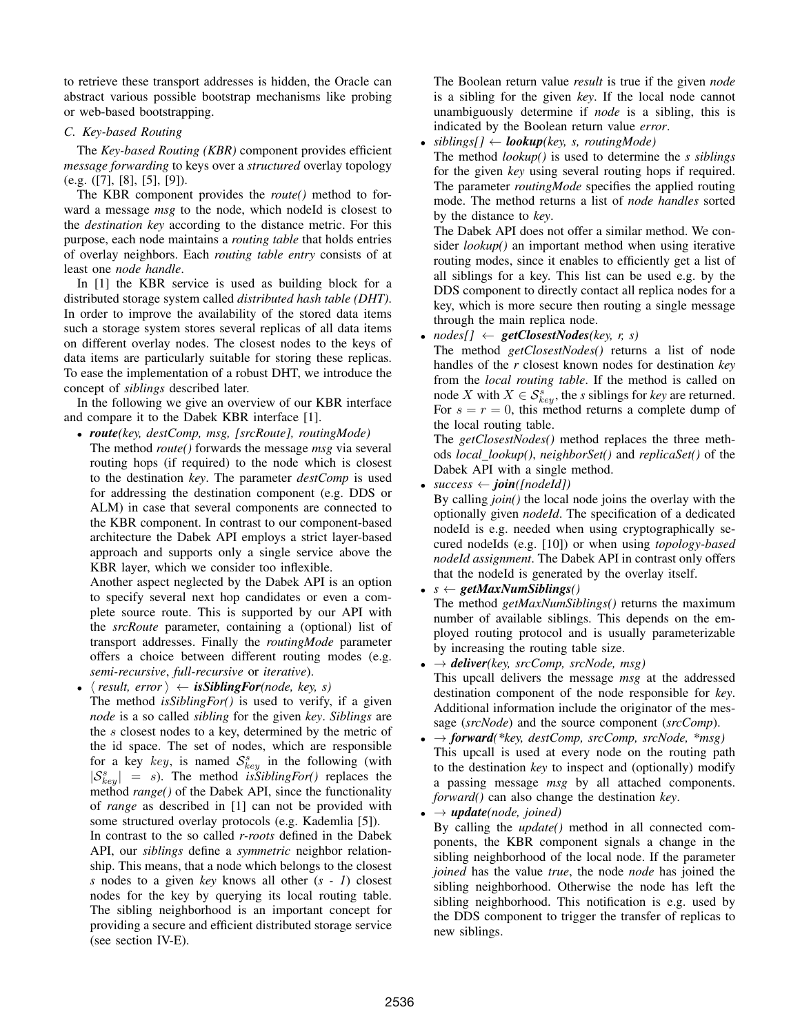to retrieve these transport addresses is hidden, the Oracle can abstract various possible bootstrap mechanisms like probing or web-based bootstrapping.

### C. Key-based Routing

The *Key-based Routing (KBR)* component provides efficient *message forwarding* to keys over a *structured* overlay topology (e.g. ([7], [8], [5], [9]).

The KBR component provides the *route()* method to forward a message *msg* to the node, which nodeId is closest to the *destination key* according to the distance metric. For this purpose, each node maintains a *routing table* that holds entries of overlay neighbors. Each *routing table entry* consists of at least one *node handle*.

In [1] the KBR service is used as building block for a distributed storage system called *distributed hash table (DHT)*. In order to improve the availability of the stored data items such a storage system stores several replicas of all data items on different overlay nodes. The closest nodes to the keys of data items are particularly suitable for storing these replicas. To ease the implementation of a robust DHT, we introduce the concept of *siblings* described later.

In the following we give an overview of our KBR interface and compare it to the Dabek KBR interface [1].

- ***route**(key, destComp, msg, [srcRoute], routingMode)*
  The method *route()* forwards the message *msg* via several routing hops (if required) to the node which is closest to the destination *key*. The parameter *destComp* is used for addressing the destination component (e.g. DDS or ALM) in case that several components are connected to the KBR component. In contrast to our component-based architecture the Dabek API employs a strict layer-based approach and supports only a single service above the KBR layer, which we consider too inflexible.
  Another aspect neglected by the Dabek API is an option to specify several next hop candidates or even a complete source route. This is supported by our API with the *srcRoute* parameter, containing a (optional) list of transport addresses. Finally the *routingMode* parameter offers a choice between different routing modes (e.g. *semi-recursive*, *full-recursive* or *iterative*).
- $\langle$ *result, error* $\rangle$ $\leftarrow$ ***isSiblingFor**(node, key, s)*
  The method *isSiblingFor()* is used to verify, if a given *node* is a so called *sibling* for the given *key*. *Siblings* are the $s$ closest nodes to a key, determined by the metric of the id space. The set of nodes, which are responsible for a key $key$, is named $\mathcal{S}^s_{key}$ in the following (with $|\mathcal{S}^s_{key}| = s$). The method *isSiblingFor()* replaces the method *range()* of the Dabek API, since the functionality of *range* as described in [1] can not be provided with some structured overlay protocols (e.g. Kademlia [5]).
  In contrast to the so called *r-roots* defined in the Dabek API, our *siblings* define a *symmetric* neighbor relationship. This means, that a node which belongs to the closest *s* nodes to a given *key* knows all other (*s - 1*) closest nodes for the key by querying its local routing table. The sibling neighborhood is an important concept for providing a secure and efficient distributed storage service (see section IV-E).
  The Boolean return value *result* is true if the given *node* is a sibling for the given *key*. If the local node cannot unambiguously determine if *node* is a sibling, this is indicated by the Boolean return value *error*.
- *siblings[]* $\leftarrow$ ***lookup**(key, s, routingMode)*
  The method *lookup()* is used to determine the *s siblings* for the given *key* using several routing hops if required. The parameter *routingMode* specifies the applied routing mode. The method returns a list of *node handles* sorted by the distance to *key*.
  The Dabek API does not offer a similar method. We consider *lookup()* an important method when using iterative routing modes, since it enables to efficiently get a list of all siblings for a key. This list can be used e.g. by the DDS component to directly contact all replica nodes for a key, which is more secure then routing a single message through the main replica node.
- *nodes[]* $\leftarrow$ ***getClosestNodes**(key, r, s)*
  The method *getClosestNodes()* returns a list of node handles of the *r* closest known nodes for destination *key* from the *local routing table*. If the method is called on node $X$ with $X \in \mathcal{S}^s_{key}$, the *s* siblings for *key* are returned. For $s = r = 0$, this method returns a complete dump of the local routing table.
  The *getClosestNodes()* method replaces the three methods *local_lookup()*, *neighborSet()* and *replicaSet()* of the Dabek API with a single method.
- *success* $\leftarrow$ ***join**([nodeId])*
  By calling *join()* the local node joins the overlay with the optionally given *nodeId*. The specification of a dedicated nodeId is e.g. needed when using cryptographically secured nodeIds (e.g. [10]) or when using *topology-based nodeId assignment*. The Dabek API in contrast only offers that the nodeId is generated by the overlay itself.
- *s* $\leftarrow$ ***getMaxNumSiblings**()*
  The method *getMaxNumSiblings()* returns the maximum number of available siblings. This depends on the employed routing protocol and is usually parameterizable by increasing the routing table size.
- $\rightarrow$ ***deliver**(key, srcComp, srcNode, msg)*
  This upcall delivers the message *msg* at the addressed destination component of the node responsible for *key*. Additional information include the originator of the message (*srcNode*) and the source component (*srcComp*).
- $\rightarrow$ ***forward**(*key, destComp, srcComp, srcNode, *msg)*
  This upcall is used at every node on the routing path to the destination *key* to inspect and (optionally) modify a passing message *msg* by all attached components. *forward()* can also change the destination *key*.
- $\rightarrow$ ***update**(node, joined)*
  By calling the *update()* method in all connected components, the KBR component signals a change in the sibling neighborhood of the local node. If the parameter *joined* has the value *true*, the node *node* has joined the sibling neighborhood. Otherwise the node has left the sibling neighborhood. This notification is e.g. used by the DDS component to trigger the transfer of replicas to new siblings.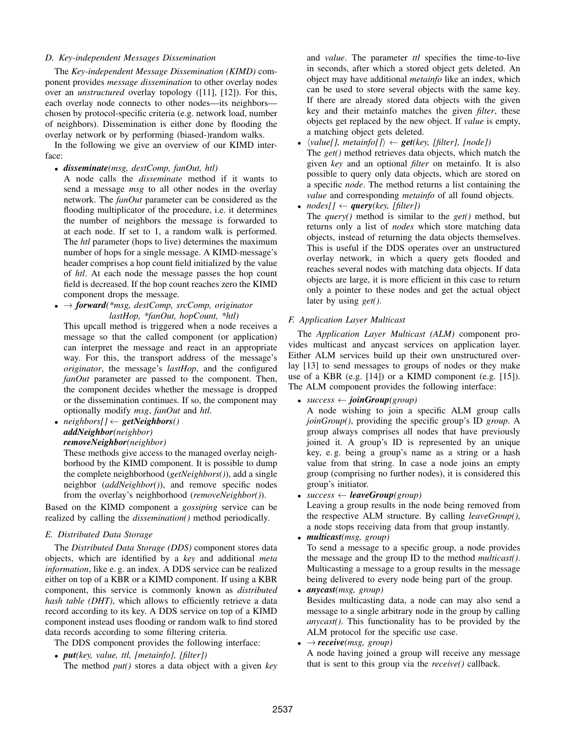### D. Key-independent Messages Dissemination

The *Key-independent Message Dissemination (KIMD)* component provides *message dissemination* to other overlay nodes over an *unstructured* overlay topology ([11], [12]). For this, each overlay node connects to other nodes—its neighbors—chosen by protocol-specific criteria (e.g. network load, number of neighbors). Dissemination is either done by flooding the overlay network or by performing (biased-)random walks.

In the following we give an overview of our KIMD interface:

- ***disseminate****(msg, destComp, fanOut, htl)*
  A node calls the *disseminate* method if it wants to send a message *msg* to all other nodes in the overlay network. The *fanOut* parameter can be considered as the flooding multiplicator of the procedure, i.e. it determines the number of neighbors the message is forwarded to at each node. If set to 1, a random walk is performed. The *htl* parameter (hops to live) determines the maximum number of hops for a single message. A KIMD-message's header comprises a hop count field initialized by the value of *htl*. At each node the message passes the hop count field is decreased. If the hop count reaches zero the KIMD component drops the message.
- $\rightarrow$ ***forward****(\*msg, destComp, srcComp, originator lastHop, \*fanOut, hopCount, \*htl)*
  This upcall method is triggered when a node receives a message so that the called component (or application) can interpret the message and react in an appropriate way. For this, the transport address of the message's *originator*, the message's *lastHop*, and the configured *fanOut* parameter are passed to the component. Then, the component decides whether the message is dropped or the dissemination continues. If so, the component may optionally modify *msg*, *fanOut* and *htl*.
- *neighbors[]* $\leftarrow$ ***getNeighbors****()*
  ***addNeighbor****(neighbor)*
  ***removeNeighbor****(neighbor)*
  These methods give access to the managed overlay neighborhood by the KIMD component. It is possible to dump the complete neighborhood (*getNeighbors()*), add a single neighbor (*addNeighbor()*), and remove specific nodes from the overlay's neighborhood (*removeNeighbor()*).

Based on the KIMD component a *gossiping* service can be realized by calling the *dissemination()* method periodically.

### E. Distributed Data Storage

The *Distributed Data Storage (DDS)* component stores data objects, which are identified by a *key* and additional *meta information*, like e. g. an index. A DDS service can be realized either on top of a KBR or a KIMD component. If using a KBR component, this service is commonly known as *distributed hash table (DHT)*, which allows to efficiently retrieve a data record according to its key. A DDS service on top of a KIMD component instead uses flooding or random walk to find stored data records according to some filtering criteria.

The DDS component provides the following interface:

- ***put****(key, value, ttl, [metainfo], [filter])*
  The method *put()* stores a data object with a given *key* and *value*. The parameter *ttl* specifies the time-to-live in seconds, after which a stored object gets deleted. An object may have additional *metainfo* like an index, which can be used to store several objects with the same key. If there are already stored data objects with the given key and their metainfo matches the given *filter*, these objects get replaced by the new object. If *value* is empty, a matching object gets deleted.
- $\langle$*value[], metainfo[]*$\rangle$ $\leftarrow$ ***get****(key, [filter], [node])*
  The *get()* method retrieves data objects, which match the given *key* and an optional *filter* on metainfo. It is also possible to query only data objects, which are stored on a specific *node*. The method returns a list containing the *value* and corresponding *metainfo* of all found objects.
- *nodes[]* $\leftarrow$ ***query****(key, [filter])*
  The *query()* method is similar to the *get()* method, but returns only a list of *nodes* which store matching data objects, instead of returning the data objects themselves. This is useful if the DDS operates over an unstructured overlay network, in which a query gets flooded and reaches several nodes with matching data objects. If data objects are large, it is more efficient in this case to return only a pointer to these nodes and get the actual object later by using *get()*.

### F. Application Layer Multicast

The *Application Layer Multicast (ALM)* component provides multicast and anycast services on application layer. Either ALM services build up their own unstructured overlay [13] to send messages to groups of nodes or they make use of a KBR (e.g. [14]) or a KIMD component (e.g. [15]). The ALM component provides the following interface:

- *success* $\leftarrow$ ***joinGroup****(group)*
  A node wishing to join a specific ALM group calls *joinGroup()*, providing the specific group's ID *group*. A group always comprises all nodes that have previously joined it. A group's ID is represented by an unique key, e. g. being a group's name as a string or a hash value from that string. In case a node joins an empty group (comprising no further nodes), it is considered this group's initiator.
- *success* $\leftarrow$ ***leaveGroup****(group)*
  Leaving a group results in the node being removed from the respective ALM structure. By calling *leaveGroup()*, a node stops receiving data from that group instantly.
- ***multicast****(msg, group)*
  To send a message to a specific group, a node provides the message and the group ID to the method *multicast()*. Multicasting a message to a group results in the message being delivered to every node being part of the group.
- ***anycast****(msg, group)*
  Besides multicasting data, a node can may also send a message to a single arbitrary node in the group by calling *anycast()*. This functionality has to be provided by the ALM protocol for the specific use case.
- $\rightarrow$ ***receive****(msg, group)*
  A node having joined a group will receive any message that is sent to this group via the *receive()* callback.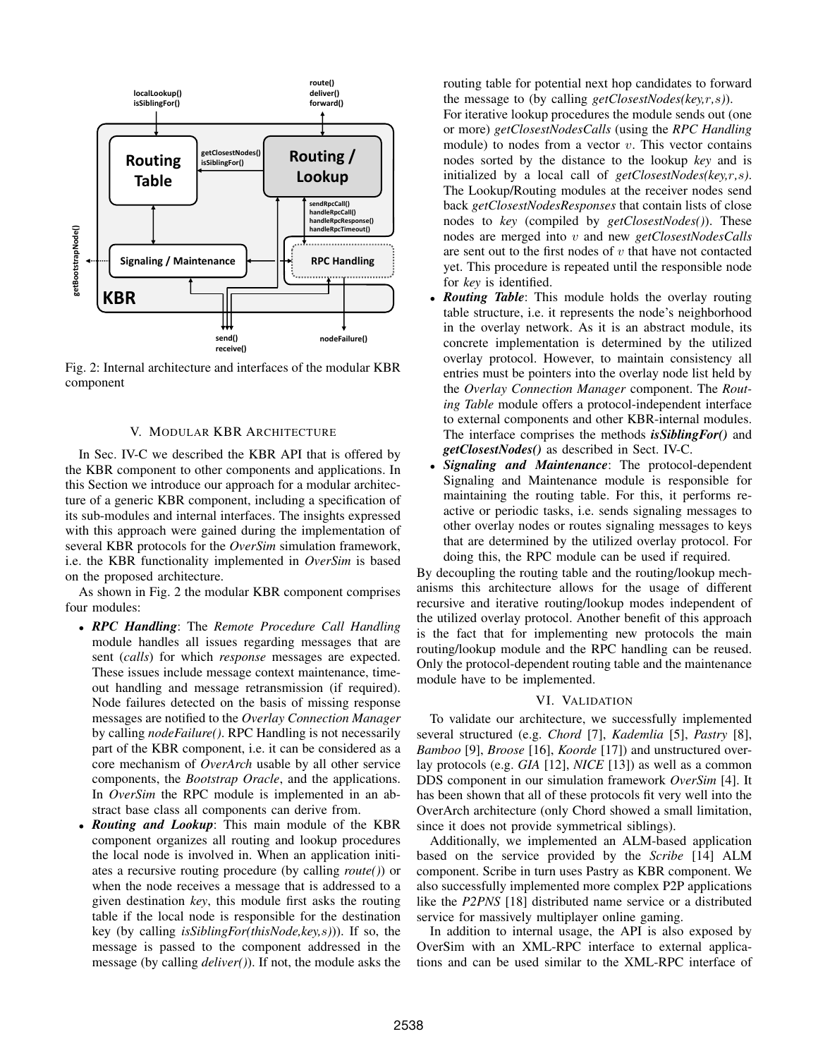Fig. 2: Internal architecture and interfaces of the modular KBR component

## V. Modular KBR Architecture

In Sec. IV-C we described the KBR API that is offered by the KBR component to other components and applications. In this Section we introduce our approach for a modular architecture of a generic KBR component, including a specification of its sub-modules and internal interfaces. The insights expressed with this approach were gained during the implementation of several KBR protocols for the *OverSim* simulation framework, i.e. the KBR functionality implemented in *OverSim* is based on the proposed architecture.

As shown in Fig. 2 the modular KBR component comprises four modules:

- ***RPC Handling***: The *Remote Procedure Call Handling* module handles all issues regarding messages that are sent (*calls*) for which *response* messages are expected. These issues include message context maintenance, timeout handling and message retransmission (if required). Node failures detected on the basis of missing response messages are notified to the *Overlay Connection Manager* by calling *nodeFailure()*. RPC Handling is not necessarily part of the KBR component, i.e. it can be considered as a core mechanism of *OverArch* usable by all other service components, the *Bootstrap Oracle*, and the applications. In *OverSim* the RPC module is implemented in an abstract base class all components can derive from.
- ***Routing and Lookup***: This main module of the KBR component organizes all routing and lookup procedures the local node is involved in. When an application initiates a recursive routing procedure (by calling *route()*) or when the node receives a message that is addressed to a given destination *key*, this module first asks the routing table if the local node is responsible for the destination key (by calling *isSiblingFor(thisNode,key,s)*)). If so, the message is passed to the component addressed in the message (by calling *deliver()*). If not, the module asks the routing table for potential next hop candidates to forward the message to (by calling *getClosestNodes(key,r,s)*).
  For iterative lookup procedures the module sends out (one or more) *getClosestNodesCalls* (using the *RPC Handling* module) to nodes from a vector $v$. This vector contains nodes sorted by the distance to the lookup *key* and is initialized by a local call of *getClosestNodes(key,r,s)*. The Lookup/Routing modules at the receiver nodes send back *getClosestNodesResponses* that contain lists of close nodes to *key* (compiled by *getClosestNodes()*). These nodes are merged into $v$ and new *getClosestNodesCalls* are sent out to the first nodes of $v$ that have not contacted yet. This procedure is repeated until the responsible node for *key* is identified.
- ***Routing Table***: This module holds the overlay routing table structure, i.e. it represents the node's neighborhood in the overlay network. As it is an abstract module, its concrete implementation is determined by the utilized overlay protocol. However, to maintain consistency all entries must be pointers into the overlay node list held by the *Overlay Connection Manager* component. The *Routing Table* module offers a protocol-independent interface to external components and other KBR-internal modules. The interface comprises the methods ***isSiblingFor()*** and ***getClosestNodes()*** as described in Sect. IV-C.
- ***Signaling and Maintenance***: The protocol-dependent Signaling and Maintenance module is responsible for maintaining the routing table. For this, it performs reactive or periodic tasks, i.e. sends signaling messages to other overlay nodes or routes signaling messages to keys that are determined by the utilized overlay protocol. For doing this, the RPC module can be used if required.

By decoupling the routing table and the routing/lookup mechanisms this architecture allows for the usage of different recursive and iterative routing/lookup modes independent of the utilized overlay protocol. Another benefit of this approach is the fact that for implementing new protocols the main routing/lookup module and the RPC handling can be reused. Only the protocol-dependent routing table and the maintenance module have to be implemented.

## VI. Validation

To validate our architecture, we successfully implemented several structured (e.g. *Chord* [7], *Kademlia* [5], *Pastry* [8], *Bamboo* [9], *Broose* [16], *Koorde* [17]) and unstructured overlay protocols (e.g. *GIA* [12], *NICE* [13]) as well as a common DDS component in our simulation framework *OverSim* [4]. It has been shown that all of these protocols fit very well into the OverArch architecture (only Chord showed a small limitation, since it does not provide symmetrical siblings).

Additionally, we implemented an ALM-based application based on the service provided by the *Scribe* [14] ALM component. Scribe in turn uses Pastry as KBR component. We also successfully implemented more complex P2P applications like the *P2PNS* [18] distributed name service or a distributed service for massively multiplayer online gaming.

In addition to internal usage, the API is also exposed by OverSim with an XML-RPC interface to external applications and can be used similar to the XML-RPC interface of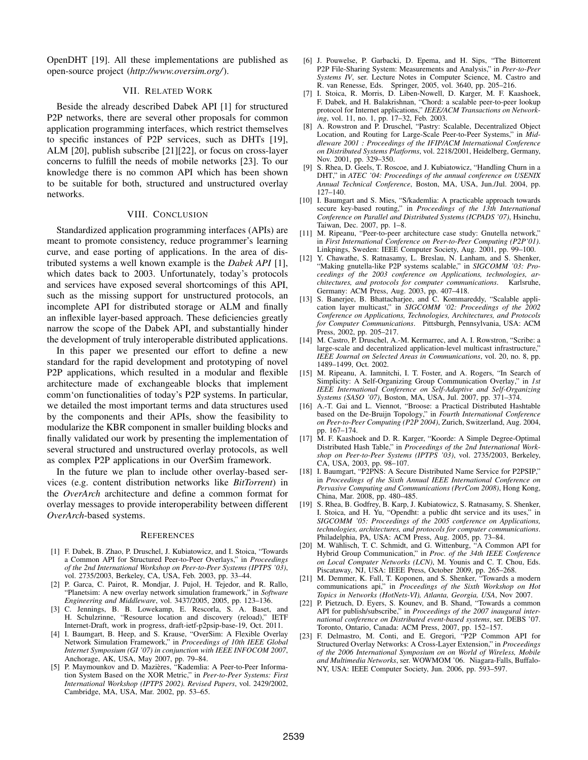OpenDHT [19]. All these implementations are published as open-source project (*http://www.oversim.org/*).

## VII. Related Work

Beside the already described Dabek API [1] for structured P2P networks, there are several other proposals for common application programming interfaces, which restrict themselves to specific instances of P2P services, such as DHTs [19], ALM [20], publish subscribe [21][22], or focus on cross-layer concerns to fulfill the needs of mobile networks [23]. To our knowledge there is no common API which has been shown to be suitable for both, structured and unstructured overlay networks.

## VIII. Conclusion

Standardized application programming interfaces (APIs) are meant to promote consistency, reduce programmer's learning curve, and ease porting of applications. In the area of distributed systems a well known example is the *Dabek API* [1], which dates back to 2003. Unfortunately, today's protocols and services have exposed several shortcomings of this API, such as the missing support for unstructured protocols, an incomplete API for distributed storage or ALM and finally an inflexible layer-based approach. These deficiencies greatly narrow the scope of the Dabek API, and substantially hinder the development of truly interoperable distributed applications.

In this paper we presented our effort to define a new standard for the rapid development and prototyping of novel P2P applications, which resulted in a modular and flexible architecture made of exchangeable blocks that implement comm'on functionalities of today's P2P systems. In particular, we detailed the most important terms and data structures used by the components and their APIs, show the feasibility to modularize the KBR component in smaller building blocks and finally validated our work by presenting the implementation of several structured and unstructured overlay protocols, as well as complex P2P applications in our OverSim framework.

In the future we plan to include other overlay-based services (e.g. content distribution networks like *BitTorrent*) in the *OverArch* architecture and define a common format for overlay messages to provide interoperability between different *OverArch*-based systems.

## References

[1] F. Dabek, B. Zhao, P. Druschel, J. Kubiatowicz, and I. Stoica, "Towards a Common API for Structured Peer-to-Peer Overlays," in *Proceedings of the 2nd International Workshop on Peer-to-Peer Systems (IPTPS '03)*, vol. 2735/2003, Berkeley, CA, USA, Feb. 2003, pp. 33–44.

[2] P. Garca, C. Pairot, R. Mondjar, J. Pujol, H. Tejedor, and R. Rallo, "Planetsim: A new overlay network simulation framework," in *Software Engineering and Middleware*, vol. 3437/2005, 2005, pp. 123–136.

[3] C. Jennings, B. B. Lowekamp, E. Rescorla, S. A. Baset, and H. Schulzrinne, "Resource location and discovery (reload)," IETF Internet-Draft, work in progress, draft-ietf-p2psip-base-19, Oct. 2011.

[4] I. Baumgart, B. Heep, and S. Krause, "OverSim: A Flexible Overlay Network Simulation Framework," in *Proceedings of 10th IEEE Global Internet Symposium (GI '07) in conjunction with IEEE INFOCOM 2007*, Anchorage, AK, USA, May 2007, pp. 79–84.

[5] P. Maymounkov and D. Mazières, "Kademlia: A Peer-to-Peer Information System Based on the XOR Metric," in *Peer-to-Peer Systems: First International Workshop (IPTPS 2002). Revised Papers*, vol. 2429/2002, Cambridge, MA, USA, Mar. 2002, pp. 53–65.

[6] J. Pouwelse, P. Garbacki, D. Epema, and H. Sips, "The Bittorrent P2P File-Sharing System: Measurements and Analysis," in *Peer-to-Peer Systems IV*, ser. Lecture Notes in Computer Science, M. Castro and R. van Renesse, Eds. Springer, 2005, vol. 3640, pp. 205–216.

[7] I. Stoica, R. Morris, D. Liben-Nowell, D. Karger, M. F. Kaashoek, F. Dabek, and H. Balakrishnan, "Chord: a scalable peer-to-peer lookup protocol for Internet applications," *IEEE/ACM Transactions on Networking*, vol. 11, no. 1, pp. 17–32, Feb. 2003.

[8] A. Rowstron and P. Druschel, "Pastry: Scalable, Decentralized Object Location, and Routing for Large-Scale Peer-to-Peer Systems," in *Middleware 2001 : Proceedings of the IFIP/ACM International Conference on Distributed Systems Platforms*, vol. 2218/2001, Heidelberg, Germany, Nov. 2001, pp. 329–350.

[9] S. Rhea, D. Geels, T. Roscoe, and J. Kubiatowicz, "Handling Churn in a DHT," in *ATEC '04: Proceedings of the annual conference on USENIX Annual Technical Conference*, Boston, MA, USA, Jun./Jul. 2004, pp. 127–140.

[10] I. Baumgart and S. Mies, "S/kademlia: A practicable approach towards secure key-based routing," in *Proceedings of the 13th International Conference on Parallel and Distributed Systems (ICPADS '07)*, Hsinchu, Taiwan, Dec. 2007, pp. 1–8.

[11] M. Ripeanu, "Peer-to-peer architecture case study: Gnutella network," in *First International Conference on Peer-to-Peer Computing (P2P'01)*. Linkpings, Sweden: IEEE Computer Society, Aug. 2001, pp. 99–100.

[12] Y. Chawathe, S. Ratnasamy, L. Breslau, N. Lanham, and S. Shenker, "Making gnutella-like P2P systems scalable," in *SIGCOMM '03: Proceedings of the 2003 conference on Applications, technologies, architectures, and protocols for computer communications*. Karlsruhe, Germany: ACM Press, Aug. 2003, pp. 407–418.

[13] S. Banerjee, B. Bhattacharjee, and C. Kommareddy, "Scalable application layer multicast," in *SIGCOMM '02: Proceedings of the 2002 Conference on Applications, Technologies, Architectures, and Protocols for Computer Communications*. Pittsburgh, Pennsylvania, USA: ACM Press, 2002, pp. 205–217.

[14] M. Castro, P. Druschel, A.-M. Kermarrec, and A. I. Rowstron, "Scribe: a large-scale and decentralized application-level multicast infrastructure," *IEEE Journal on Selected Areas in Communications*, vol. 20, no. 8, pp. 1489–1499, Oct. 2002.

[15] M. Ripeanu, A. Iamnitchi, I. T. Foster, and A. Rogers, "In Search of Simplicity: A Self-Organizing Group Communication Overlay," in *1st IEEE International Conference on Self-Adaptive and Self-Organizing Systems (SASO '07)*, Boston, MA, USA, Jul. 2007, pp. 371–374.

[16] A.-T. Gai and L. Viennot, "Broose: a Practical Distributed Hashtable based on the De-Bruijn Topology," in *Fourth International Conference on Peer-to-Peer Computing (P2P 2004)*, Zurich, Switzerland, Aug. 2004, pp. 167–174.

[17] M. F. Kaashoek and D. R. Karger, "Koorde: A Simple Degree-Optimal Distributed Hash Table," in *Proceedings of the 2nd International Workshop on Peer-to-Peer Systems (IPTPS '03)*, vol. 2735/2003, Berkeley, CA, USA, 2003, pp. 98–107.

[18] I. Baumgart, "P2PNS: A Secure Distributed Name Service for P2PSIP," in *Proceedings of the Sixth Annual IEEE International Conference on Pervasive Computing and Communications (PerCom 2008)*, Hong Kong, China, Mar. 2008, pp. 480–485.

[19] S. Rhea, B. Godfrey, B. Karp, J. Kubiatowicz, S. Ratnasamy, S. Shenker, I. Stoica, and H. Yu, "Opendht: a public dht service and its uses," in *SIGCOMM '05: Proceedings of the 2005 conference on Applications, technologies, architectures, and protocols for computer communications*. Philadelphia, PA, USA: ACM Press, Aug. 2005, pp. 73–84.

[20] M. Wählisch, T. C. Schmidt, and G. Wittenburg, "A Common API for Hybrid Group Communication," in *Proc. of the 34th IEEE Conference on Local Computer Networks (LCN)*, M. Younis and C. T. Chou, Eds. Piscataway, NJ, USA: IEEE Press, October 2009, pp. 265–268.

[21] M. Demmer, K. Fall, T. Koponen, and S. Shenker, "Towards a modern communications api," in *Proceedings of the Sixth Workshop on Hot Topics in Networks (HotNets-VI), Atlanta, Georgia, USA*, Nov 2007.

[22] P. Pietzuch, D. Eyers, S. Kounev, and B. Shand, "Towards a common API for publish/subscribe," in *Proceedings of the 2007 inaugural international conference on Distributed event-based systems*, ser. DEBS '07. Toronto, Ontario, Canada: ACM Press, 2007, pp. 152–157.

[23] F. Delmastro, M. Conti, and E. Gregori, "P2P Common API for Structured Overlay Networks: A Cross-Layer Extension," in *Proceedings of the 2006 International Symposium on on World of Wireless, Mobile and Multimedia Networks*, ser. WOWMOM '06. Niagara-Falls, Buffalo-NY, USA: IEEE Computer Society, Jun. 2006, pp. 593–597.